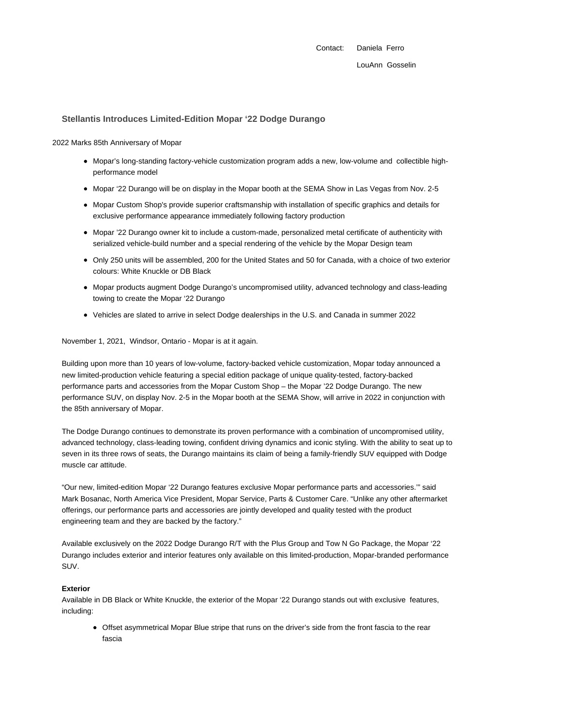Contact: Daniela Ferro
LouAnn Gosselin

## Stellantis Introduces Limited-Edition Mopar '22 Dodge Durango

2022 Marks 85th Anniversary of Mopar

- Mopar's long-standing factory-vehicle customization program adds a new, low-volume and collectible high-performance model
- Mopar '22 Durango will be on display in the Mopar booth at the SEMA Show in Las Vegas from Nov. 2-5
- Mopar Custom Shop's provide superior craftsmanship with installation of specific graphics and details for exclusive performance appearance immediately following factory production
- Mopar '22 Durango owner kit to include a custom-made, personalized metal certificate of authenticity with serialized vehicle-build number and a special rendering of the vehicle by the Mopar Design team
- Only 250 units will be assembled, 200 for the United States and 50 for Canada, with a choice of two exterior colours: White Knuckle or DB Black
- Mopar products augment Dodge Durango's uncompromised utility, advanced technology and class-leading towing to create the Mopar '22 Durango
- Vehicles are slated to arrive in select Dodge dealerships in the U.S. and Canada in summer 2022

November 1, 2021, Windsor, Ontario - Mopar is at it again.

Building upon more than 10 years of low-volume, factory-backed vehicle customization, Mopar today announced a new limited-production vehicle featuring a special edition package of unique quality-tested, factory-backed performance parts and accessories from the Mopar Custom Shop – the Mopar '22 Dodge Durango. The new performance SUV, on display Nov. 2-5 in the Mopar booth at the SEMA Show, will arrive in 2022 in conjunction with the 85th anniversary of Mopar.

The Dodge Durango continues to demonstrate its proven performance with a combination of uncompromised utility, advanced technology, class-leading towing, confident driving dynamics and iconic styling. With the ability to seat up to seven in its three rows of seats, the Durango maintains its claim of being a family-friendly SUV equipped with Dodge muscle car attitude.

"Our new, limited-edition Mopar '22 Durango features exclusive Mopar performance parts and accessories.'" said Mark Bosanac, North America Vice President, Mopar Service, Parts & Customer Care. "Unlike any other aftermarket offerings, our performance parts and accessories are jointly developed and quality tested with the product engineering team and they are backed by the factory."

Available exclusively on the 2022 Dodge Durango R/T with the Plus Group and Tow N Go Package, the Mopar '22 Durango includes exterior and interior features only available on this limited-production, Mopar-branded performance SUV.

**Exterior**
Available in DB Black or White Knuckle, the exterior of the Mopar '22 Durango stands out with exclusive features, including:

- Offset asymmetrical Mopar Blue stripe that runs on the driver's side from the front fascia to the rear fascia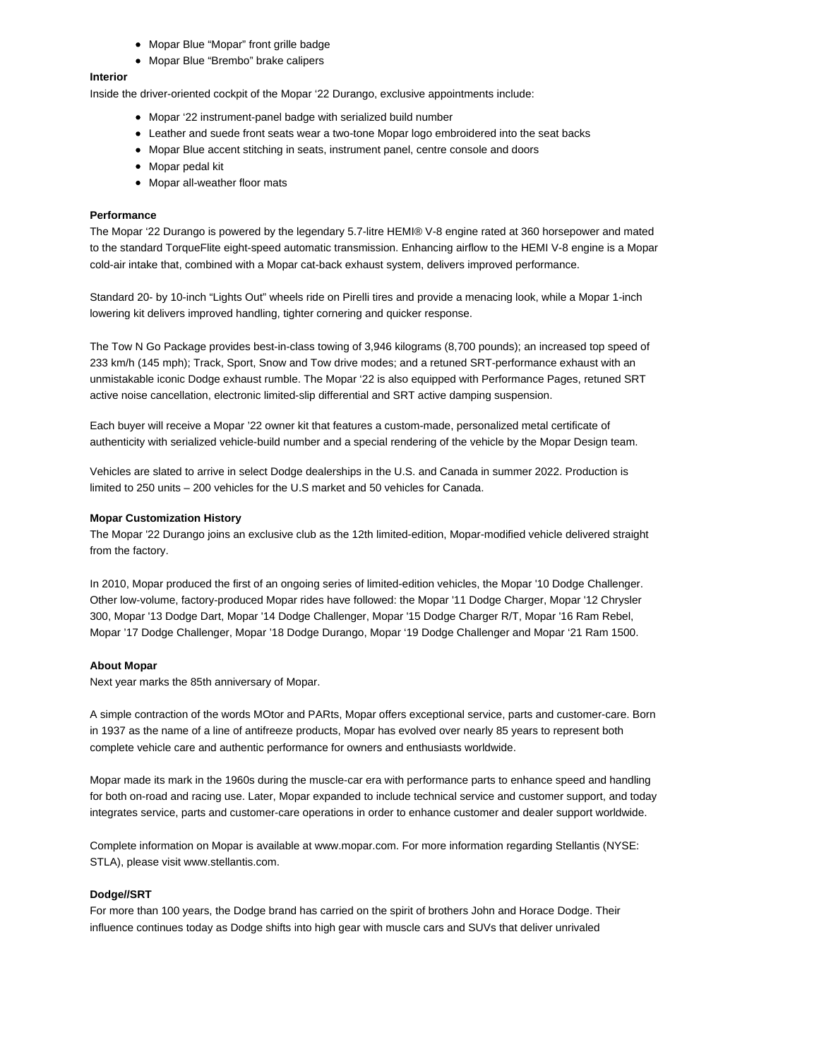- Mopar Blue “Mopar” front grille badge
- Mopar Blue “Brembo” brake calipers

**Interior**

Inside the driver-oriented cockpit of the Mopar ‘22 Durango, exclusive appointments include:

- Mopar ‘22 instrument-panel badge with serialized build number
- Leather and suede front seats wear a two-tone Mopar logo embroidered into the seat backs
- Mopar Blue accent stitching in seats, instrument panel, centre console and doors
- Mopar pedal kit
- Mopar all-weather floor mats

**Performance**

The Mopar ‘22 Durango is powered by the legendary 5.7-litre HEMI® V-8 engine rated at 360 horsepower and mated to the standard TorqueFlite eight-speed automatic transmission. Enhancing airflow to the HEMI V-8 engine is a Mopar cold-air intake that, combined with a Mopar cat-back exhaust system, delivers improved performance.

Standard 20- by 10-inch “Lights Out” wheels ride on Pirelli tires and provide a menacing look, while a Mopar 1-inch lowering kit delivers improved handling, tighter cornering and quicker response.

The Tow N Go Package provides best-in-class towing of 3,946 kilograms (8,700 pounds); an increased top speed of 233 km/h (145 mph); Track, Sport, Snow and Tow drive modes; and a retuned SRT-performance exhaust with an unmistakable iconic Dodge exhaust rumble. The Mopar ‘22 is also equipped with Performance Pages, retuned SRT active noise cancellation, electronic limited-slip differential and SRT active damping suspension.

Each buyer will receive a Mopar ’22 owner kit that features a custom-made, personalized metal certificate of authenticity with serialized vehicle-build number and a special rendering of the vehicle by the Mopar Design team.

Vehicles are slated to arrive in select Dodge dealerships in the U.S. and Canada in summer 2022. Production is limited to 250 units – 200 vehicles for the U.S market and 50 vehicles for Canada.

**Mopar Customization History**

The Mopar '22 Durango joins an exclusive club as the 12th limited-edition, Mopar-modified vehicle delivered straight from the factory.

In 2010, Mopar produced the first of an ongoing series of limited-edition vehicles, the Mopar '10 Dodge Challenger. Other low-volume, factory-produced Mopar rides have followed: the Mopar '11 Dodge Charger, Mopar '12 Chrysler 300, Mopar '13 Dodge Dart, Mopar '14 Dodge Challenger, Mopar '15 Dodge Charger R/T, Mopar '16 Ram Rebel, Mopar ’17 Dodge Challenger, Mopar ’18 Dodge Durango, Mopar ‘19 Dodge Challenger and Mopar ‘21 Ram 1500.

**About Mopar**

Next year marks the 85th anniversary of Mopar.

A simple contraction of the words MOtor and PARts, Mopar offers exceptional service, parts and customer-care. Born in 1937 as the name of a line of antifreeze products, Mopar has evolved over nearly 85 years to represent both complete vehicle care and authentic performance for owners and enthusiasts worldwide.

Mopar made its mark in the 1960s during the muscle-car era with performance parts to enhance speed and handling for both on-road and racing use. Later, Mopar expanded to include technical service and customer support, and today integrates service, parts and customer-care operations in order to enhance customer and dealer support worldwide.

Complete information on Mopar is available at www.mopar.com. For more information regarding Stellantis (NYSE: STLA), please visit www.stellantis.com.

**Dodge//SRT**

For more than 100 years, the Dodge brand has carried on the spirit of brothers John and Horace Dodge. Their influence continues today as Dodge shifts into high gear with muscle cars and SUVs that deliver unrivaled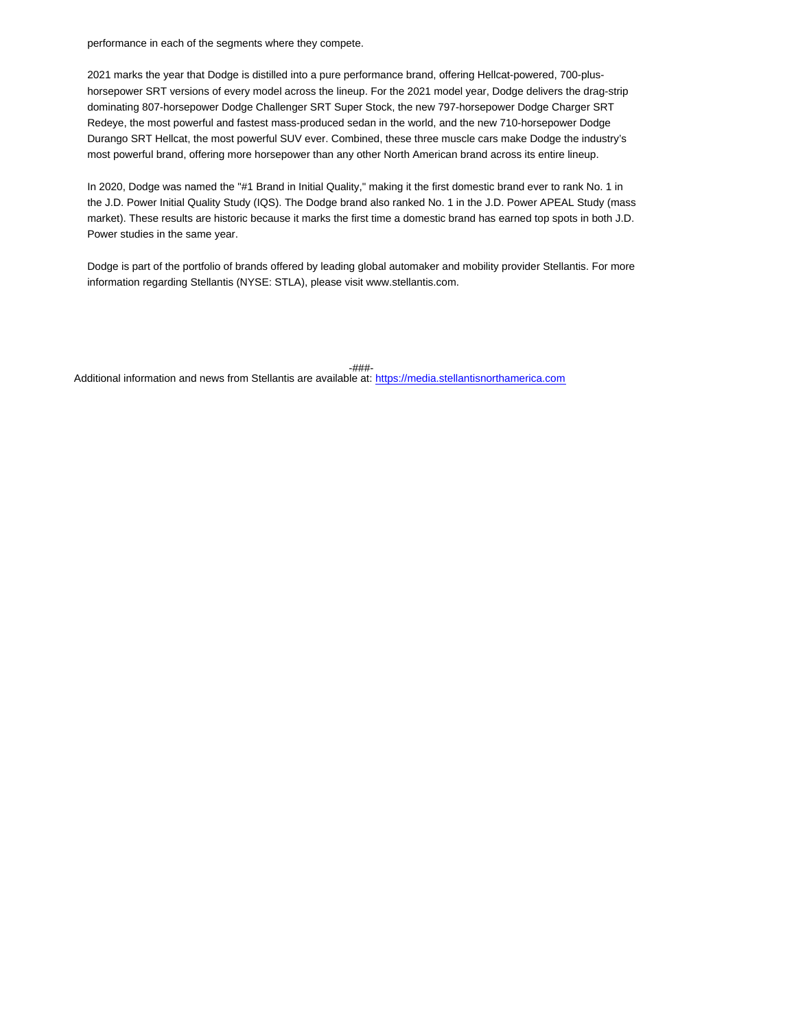performance in each of the segments where they compete.

2021 marks the year that Dodge is distilled into a pure performance brand, offering Hellcat-powered, 700-plus-horsepower SRT versions of every model across the lineup. For the 2021 model year, Dodge delivers the drag-strip dominating 807-horsepower Dodge Challenger SRT Super Stock, the new 797-horsepower Dodge Charger SRT Redeye, the most powerful and fastest mass-produced sedan in the world, and the new 710-horsepower Dodge Durango SRT Hellcat, the most powerful SUV ever. Combined, these three muscle cars make Dodge the industry's most powerful brand, offering more horsepower than any other North American brand across its entire lineup.

In 2020, Dodge was named the "#1 Brand in Initial Quality," making it the first domestic brand ever to rank No. 1 in the J.D. Power Initial Quality Study (IQS). The Dodge brand also ranked No. 1 in the J.D. Power APEAL Study (mass market). These results are historic because it marks the first time a domestic brand has earned top spots in both J.D. Power studies in the same year.

Dodge is part of the portfolio of brands offered by leading global automaker and mobility provider Stellantis. For more information regarding Stellantis (NYSE: STLA), please visit www.stellantis.com.

-###-

Additional information and news from Stellantis are available at: https://media.stellantisnorthamerica.com